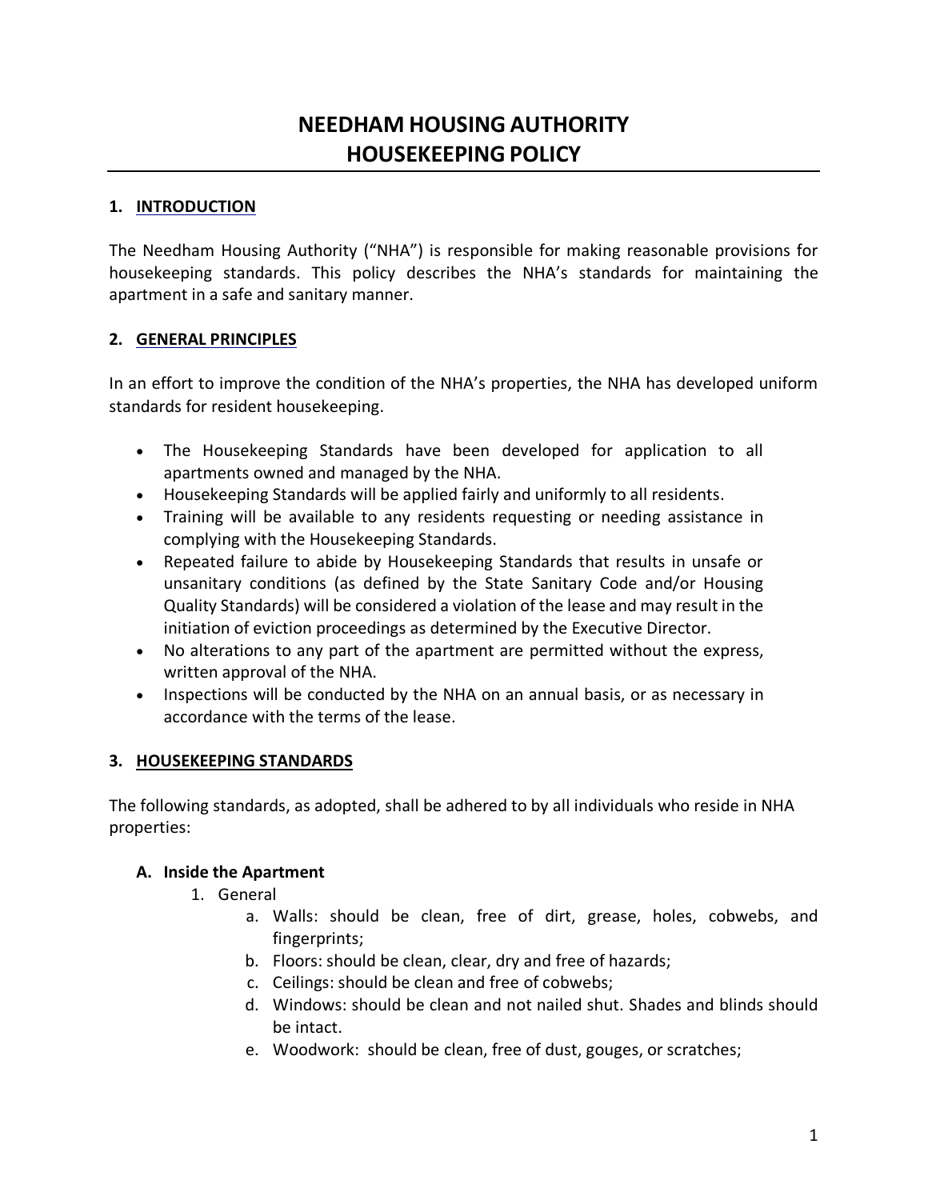# NEEDHAM HOUSING AUTHORITY
# HOUSEKEEPING POLICY

## 1. INTRODUCTION

The Needham Housing Authority ("NHA") is responsible for making reasonable provisions for housekeeping standards. This policy describes the NHA's standards for maintaining the apartment in a safe and sanitary manner.

## 2. GENERAL PRINCIPLES

In an effort to improve the condition of the NHA's properties, the NHA has developed uniform standards for resident housekeeping.

- The Housekeeping Standards have been developed for application to all apartments owned and managed by the NHA.
- Housekeeping Standards will be applied fairly and uniformly to all residents.
- Training will be available to any residents requesting or needing assistance in complying with the Housekeeping Standards.
- Repeated failure to abide by Housekeeping Standards that results in unsafe or unsanitary conditions (as defined by the State Sanitary Code and/or Housing Quality Standards) will be considered a violation of the lease and may result in the initiation of eviction proceedings as determined by the Executive Director.
- No alterations to any part of the apartment are permitted without the express, written approval of the NHA.
- Inspections will be conducted by the NHA on an annual basis, or as necessary in accordance with the terms of the lease.

## 3. HOUSEKEEPING STANDARDS

The following standards, as adopted, shall be adhered to by all individuals who reside in NHA properties:

### A. Inside the Apartment

1. General
   a. Walls: should be clean, free of dirt, grease, holes, cobwebs, and fingerprints;
   b. Floors: should be clean, clear, dry and free of hazards;
   c. Ceilings: should be clean and free of cobwebs;
   d. Windows: should be clean and not nailed shut. Shades and blinds should be intact.
   e. Woodwork: should be clean, free of dust, gouges, or scratches;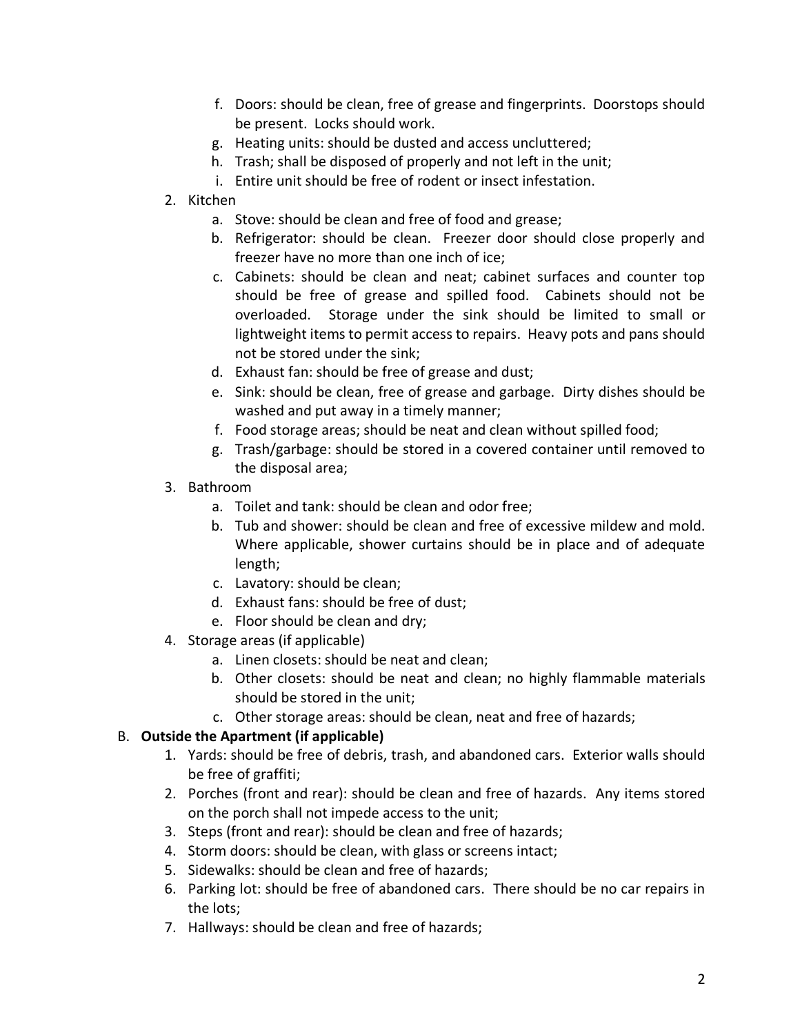f. Doors: should be clean, free of grease and fingerprints. Doorstops should be present. Locks should work.
g. Heating units: should be dusted and access uncluttered;
h. Trash; shall be disposed of properly and not left in the unit;
i. Entire unit should be free of rodent or insect infestation.

2. Kitchen
    a. Stove: should be clean and free of food and grease;
    b. Refrigerator: should be clean. Freezer door should close properly and freezer have no more than one inch of ice;
    c. Cabinets: should be clean and neat; cabinet surfaces and counter top should be free of grease and spilled food. Cabinets should not be overloaded. Storage under the sink should be limited to small or lightweight items to permit access to repairs. Heavy pots and pans should not be stored under the sink;
    d. Exhaust fan: should be free of grease and dust;
    e. Sink: should be clean, free of grease and garbage. Dirty dishes should be washed and put away in a timely manner;
    f. Food storage areas; should be neat and clean without spilled food;
    g. Trash/garbage: should be stored in a covered container until removed to the disposal area;
3. Bathroom
    a. Toilet and tank: should be clean and odor free;
    b. Tub and shower: should be clean and free of excessive mildew and mold. Where applicable, shower curtains should be in place and of adequate length;
    c. Lavatory: should be clean;
    d. Exhaust fans: should be free of dust;
    e. Floor should be clean and dry;
4. Storage areas (if applicable)
    a. Linen closets: should be neat and clean;
    b. Other closets: should be neat and clean; no highly flammable materials should be stored in the unit;
    c. Other storage areas: should be clean, neat and free of hazards;

B. **Outside the Apartment (if applicable)**
1. Yards: should be free of debris, trash, and abandoned cars. Exterior walls should be free of graffiti;
2. Porches (front and rear): should be clean and free of hazards. Any items stored on the porch shall not impede access to the unit;
3. Steps (front and rear): should be clean and free of hazards;
4. Storm doors: should be clean, with glass or screens intact;
5. Sidewalks: should be clean and free of hazards;
6. Parking lot: should be free of abandoned cars. There should be no car repairs in the lots;
7. Hallways: should be clean and free of hazards;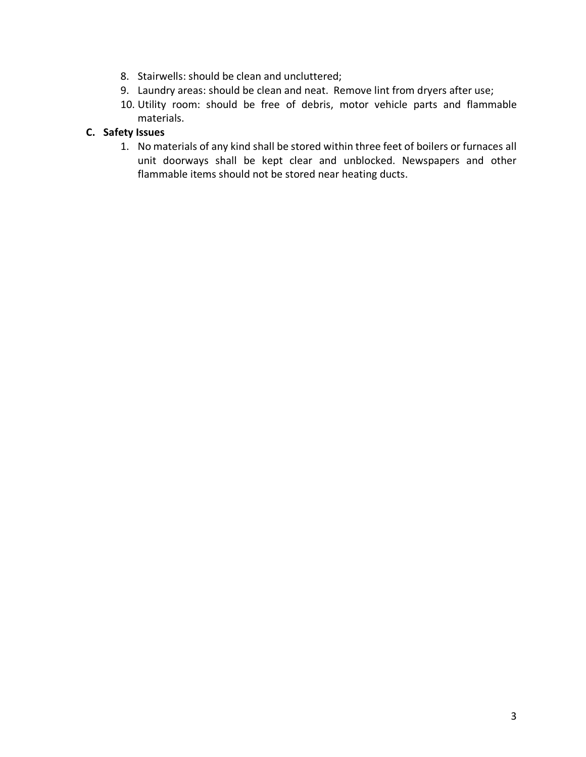8. Stairwells: should be clean and uncluttered;
9. Laundry areas: should be clean and neat. Remove lint from dryers after use;
10. Utility room: should be free of debris, motor vehicle parts and flammable materials.

**C. Safety Issues**

1. No materials of any kind shall be stored within three feet of boilers or furnaces all unit doorways shall be kept clear and unblocked. Newspapers and other flammable items should not be stored near heating ducts.